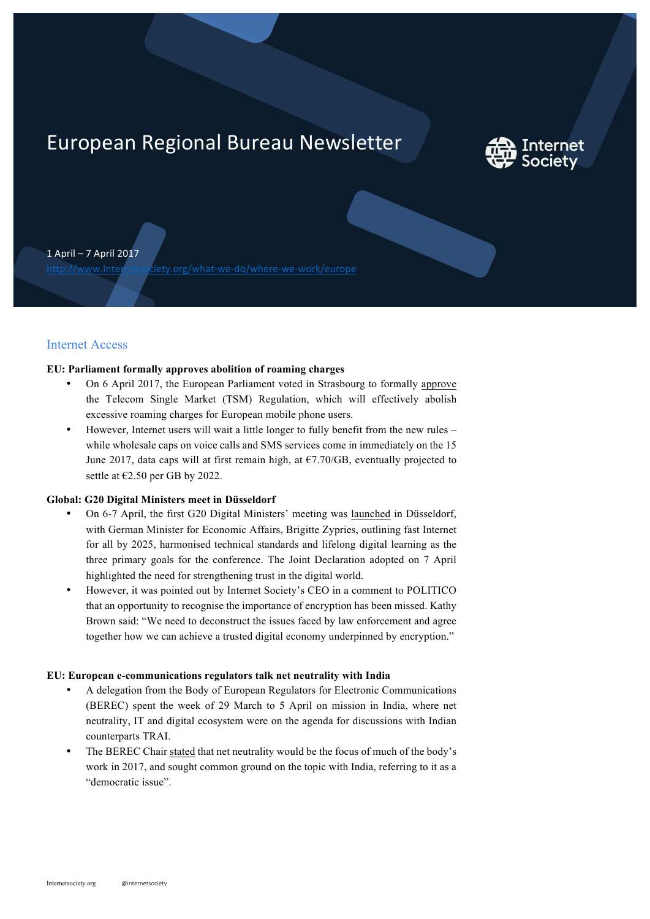# European Regional Bureau Newsletter

1 April – 7 April 2017

http://www.Internetsociety.org/what-we-do/where-we-work/europe

## Internet Access

**EU: Parliament formally approves abolition of roaming charges**

- On 6 April 2017, the European Parliament voted in Strasbourg to formally approve the Telecom Single Market (TSM) Regulation, which will effectively abolish excessive roaming charges for European mobile phone users.
- However, Internet users will wait a little longer to fully benefit from the new rules – while wholesale caps on voice calls and SMS services come in immediately on the 15 June 2017, data caps will at first remain high, at €7.70/GB, eventually projected to settle at €2.50 per GB by 2022.

**Global: G20 Digital Ministers meet in Düsseldorf**

- On 6-7 April, the first G20 Digital Ministers' meeting was launched in Düsseldorf, with German Minister for Economic Affairs, Brigitte Zypries, outlining fast Internet for all by 2025, harmonised technical standards and lifelong digital learning as the three primary goals for the conference. The Joint Declaration adopted on 7 April highlighted the need for strengthening trust in the digital world.
- However, it was pointed out by Internet Society's CEO in a comment to POLITICO that an opportunity to recognise the importance of encryption has been missed. Kathy Brown said: "We need to deconstruct the issues faced by law enforcement and agree together how we can achieve a trusted digital economy underpinned by encryption."

**EU: European e-communications regulators talk net neutrality with India**

- A delegation from the Body of European Regulators for Electronic Communications (BEREC) spent the week of 29 March to 5 April on mission in India, where net neutrality, IT and digital ecosystem were on the agenda for discussions with Indian counterparts TRAI.
- The BEREC Chair stated that net neutrality would be the focus of much of the body's work in 2017, and sought common ground on the topic with India, referring to it as a "democratic issue".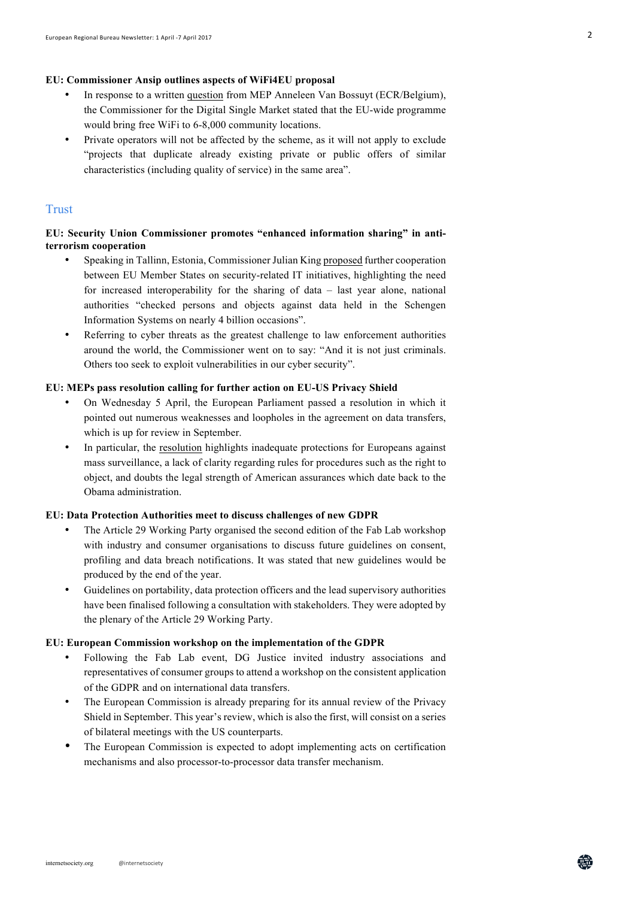**EU: Commissioner Ansip outlines aspects of WiFi4EU proposal**

- In response to a written question from MEP Anneleen Van Bossuyt (ECR/Belgium), the Commissioner for the Digital Single Market stated that the EU-wide programme would bring free WiFi to 6-8,000 community locations.
- Private operators will not be affected by the scheme, as it will not apply to exclude "projects that duplicate already existing private or public offers of similar characteristics (including quality of service) in the same area".

## Trust

**EU: Security Union Commissioner promotes "enhanced information sharing" in anti-terrorism cooperation**

- Speaking in Tallinn, Estonia, Commissioner Julian King proposed further cooperation between EU Member States on security-related IT initiatives, highlighting the need for increased interoperability for the sharing of data – last year alone, national authorities "checked persons and objects against data held in the Schengen Information Systems on nearly 4 billion occasions".
- Referring to cyber threats as the greatest challenge to law enforcement authorities around the world, the Commissioner went on to say: "And it is not just criminals. Others too seek to exploit vulnerabilities in our cyber security".

**EU: MEPs pass resolution calling for further action on EU-US Privacy Shield**

- On Wednesday 5 April, the European Parliament passed a resolution in which it pointed out numerous weaknesses and loopholes in the agreement on data transfers, which is up for review in September.
- In particular, the resolution highlights inadequate protections for Europeans against mass surveillance, a lack of clarity regarding rules for procedures such as the right to object, and doubts the legal strength of American assurances which date back to the Obama administration.

**EU: Data Protection Authorities meet to discuss challenges of new GDPR**

- The Article 29 Working Party organised the second edition of the Fab Lab workshop with industry and consumer organisations to discuss future guidelines on consent, profiling and data breach notifications. It was stated that new guidelines would be produced by the end of the year.
- Guidelines on portability, data protection officers and the lead supervisory authorities have been finalised following a consultation with stakeholders. They were adopted by the plenary of the Article 29 Working Party.

**EU: European Commission workshop on the implementation of the GDPR**

- Following the Fab Lab event, DG Justice invited industry associations and representatives of consumer groups to attend a workshop on the consistent application of the GDPR and on international data transfers.
- The European Commission is already preparing for its annual review of the Privacy Shield in September. This year's review, which is also the first, will consist on a series of bilateral meetings with the US counterparts.
- The European Commission is expected to adopt implementing acts on certification mechanisms and also processor-to-processor data transfer mechanism.